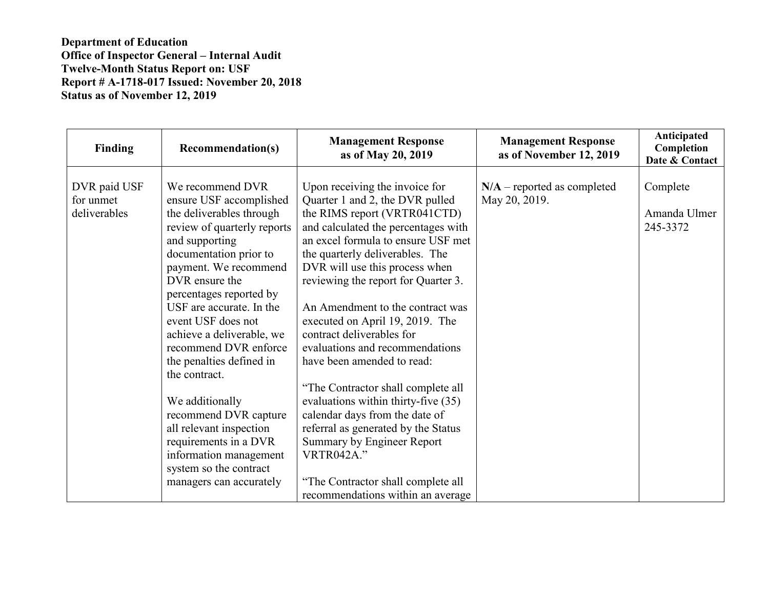**Department of Education**
**Office of Inspector General – Internal Audit**
**Twelve-Month Status Report on: USF**
**Report # A-1718-017 Issued: November 20, 2018**
**Status as of November 12, 2019**

| Finding | Recommendation(s) | Management Response as of May 20, 2019 | Management Response as of November 12, 2019 | Anticipated Completion Date & Contact |
|---|---|---|---|---|
| DVR paid USF for unmet deliverables | We recommend DVR ensure USF accomplished the deliverables through review of quarterly reports and supporting documentation prior to payment. We recommend DVR ensure the percentages reported by USF are accurate. In the event USF does not achieve a deliverable, we recommend DVR enforce the penalties defined in the contract.<br><br>We additionally recommend DVR capture all relevant inspection requirements in a DVR information management system so the contract managers can accurately | Upon receiving the invoice for Quarter 1 and 2, the DVR pulled the RIMS report (VRTR041CTD) and calculated the percentages with an excel formula to ensure USF met the quarterly deliverables. The DVR will use this process when reviewing the report for Quarter 3.<br><br>An Amendment to the contract was executed on April 19, 2019. The contract deliverables for evaluations and recommendations have been amended to read:<br><br>"The Contractor shall complete all evaluations within thirty-five (35) calendar days from the date of referral as generated by the Status Summary by Engineer Report VRTR042A."<br><br>"The Contractor shall complete all recommendations within an average | **N/A** – reported as completed May 20, 2019. | Complete<br><br>Amanda Ulmer 245-3372 |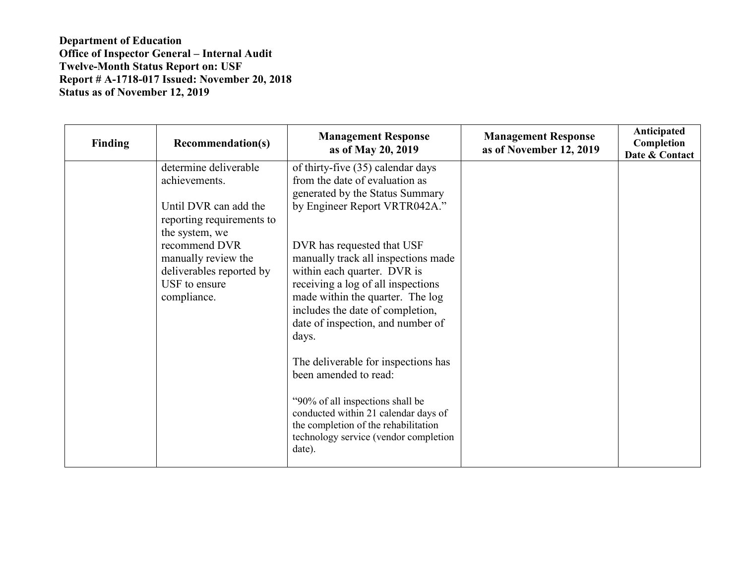**Department of Education**
**Office of Inspector General – Internal Audit**
**Twelve-Month Status Report on: USF**
**Report # A-1718-017 Issued: November 20, 2018**
**Status as of November 12, 2019**

| Finding | Recommendation(s) | Management Response as of May 20, 2019 | Management Response as of November 12, 2019 | Anticipated Completion Date & Contact |
|---|---|---|---|---|
| | determine deliverable achievements.<br><br>Until DVR can add the reporting requirements to the system, we recommend DVR manually review the deliverables reported by USF to ensure compliance. | of thirty-five (35) calendar days from the date of evaluation as generated by the Status Summary by Engineer Report VRTR042A."<br><br>DVR has requested that USF manually track all inspections made within each quarter. DVR is receiving a log of all inspections made within the quarter. The log includes the date of completion, date of inspection, and number of days.<br><br>The deliverable for inspections has been amended to read:<br><br>"90% of all inspections shall be conducted within 21 calendar days of the completion of the rehabilitation technology service (vendor completion date). | | |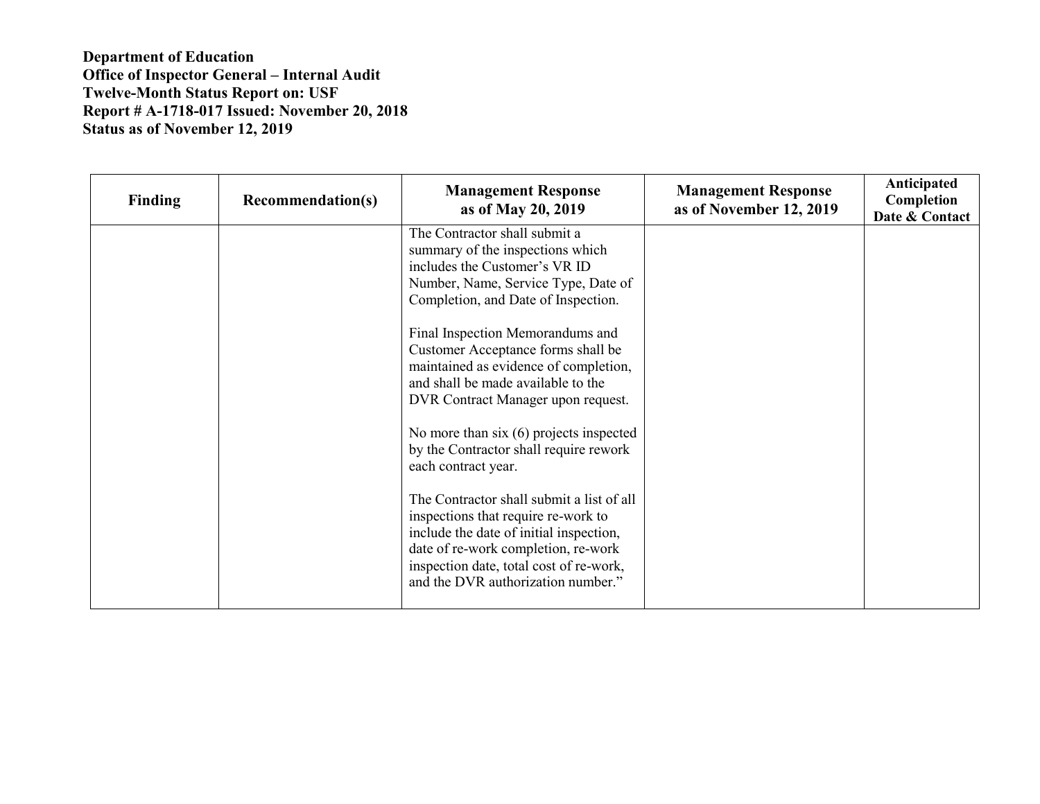**Department of Education**
**Office of Inspector General – Internal Audit**
**Twelve-Month Status Report on: USF**
**Report # A-1718-017 Issued: November 20, 2018**
**Status as of November 12, 2019**

| Finding | Recommendation(s) | Management Response as of May 20, 2019 | Management Response as of November 12, 2019 | Anticipated Completion Date & Contact |
|---|---|---|---|---|
| | | The Contractor shall submit a summary of the inspections which includes the Customer's VR ID Number, Name, Service Type, Date of Completion, and Date of Inspection.<br><br>Final Inspection Memorandums and Customer Acceptance forms shall be maintained as evidence of completion, and shall be made available to the DVR Contract Manager upon request.<br><br>No more than six (6) projects inspected by the Contractor shall require rework each contract year.<br><br>The Contractor shall submit a list of all inspections that require re-work to include the date of initial inspection, date of re-work completion, re-work inspection date, total cost of re-work, and the DVR authorization number." | | |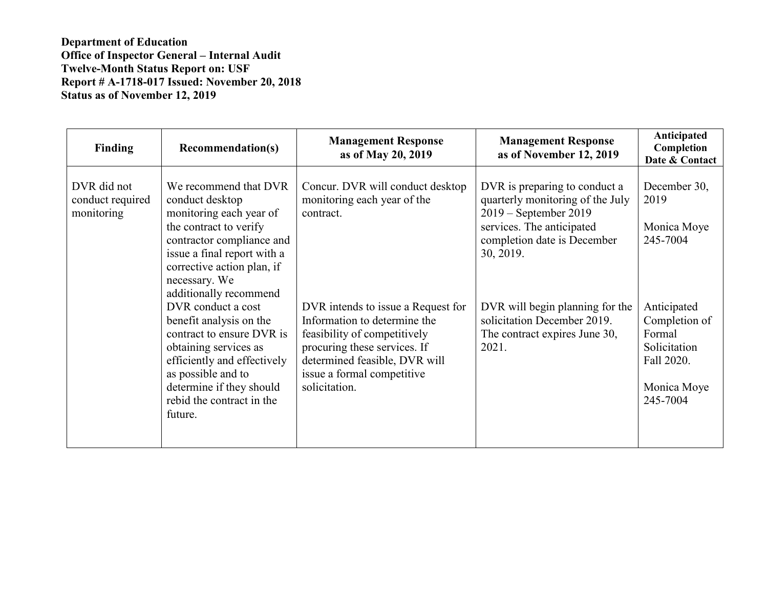**Department of Education**
**Office of Inspector General – Internal Audit**
**Twelve-Month Status Report on: USF**
**Report # A-1718-017 Issued: November 20, 2018**
**Status as of November 12, 2019**

| Finding | Recommendation(s) | Management Response as of May 20, 2019 | Management Response as of November 12, 2019 | Anticipated Completion Date & Contact |
|---|---|---|---|---|
| DVR did not conduct required monitoring | We recommend that DVR conduct desktop monitoring each year of the contract to verify contractor compliance and issue a final report with a corrective action plan, if necessary. We additionally recommend DVR conduct a cost benefit analysis on the contract to ensure DVR is obtaining services as efficiently and effectively as possible and to determine if they should rebid the contract in the future. | Concur. DVR will conduct desktop monitoring each year of the contract.<br><br>DVR intends to issue a Request for Information to determine the feasibility of competitively procuring these services. If determined feasible, DVR will issue a formal competitive solicitation. | DVR is preparing to conduct a quarterly monitoring of the July 2019 – September 2019 services. The anticipated completion date is December 30, 2019.<br><br>DVR will begin planning for the solicitation December 2019. The contract expires June 30, 2021. | December 30, 2019<br><br>Monica Moye 245-7004<br><br>Anticipated Completion of Formal Solicitation Fall 2020.<br><br>Monica Moye 245-7004 |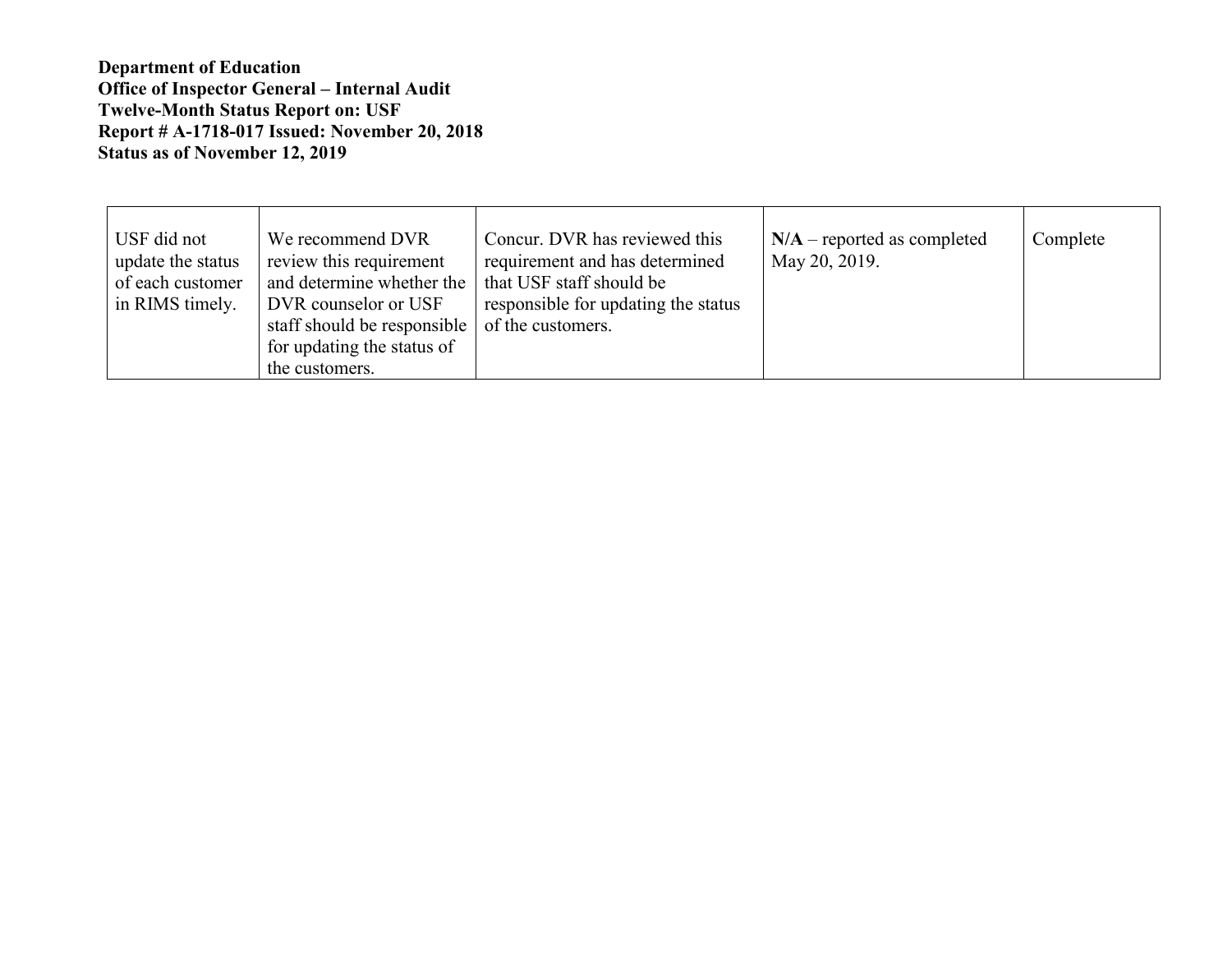**Department of Education**
**Office of Inspector General – Internal Audit**
**Twelve-Month Status Report on: USF**
**Report # A-1718-017 Issued: November 20, 2018**
**Status as of November 12, 2019**

| | | | | |
|---|---|---|---|---|
| USF did not update the status of each customer in RIMS timely. | We recommend DVR review this requirement and determine whether the DVR counselor or USF staff should be responsible for updating the status of the customers. | Concur. DVR has reviewed this requirement and has determined that USF staff should be responsible for updating the status of the customers. | **N/A** – reported as completed May 20, 2019. | Complete |